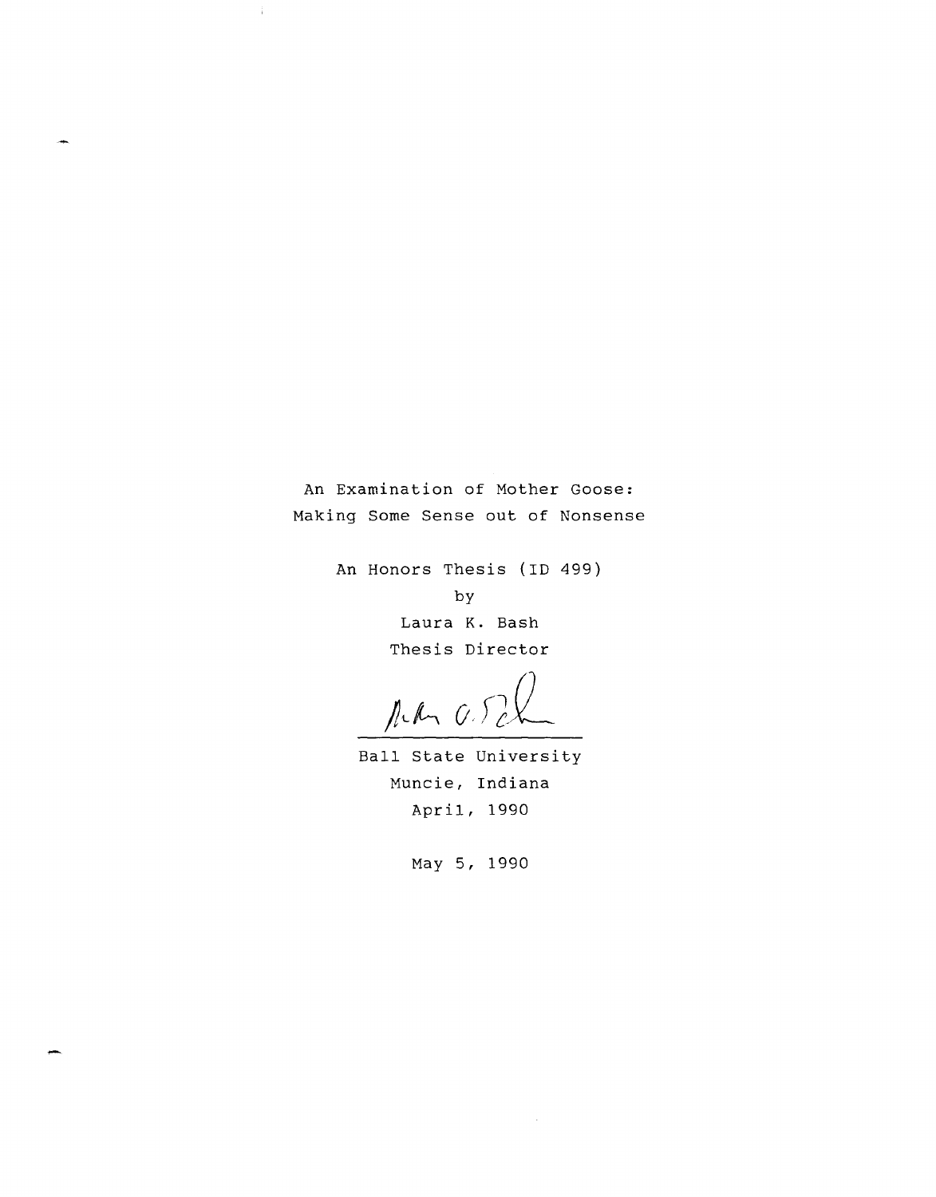# An Examination of Mother Goose: Making Some Sense out of Nonsense

An Honors Thesis (ID 499)

by

Laura K. Bash

Thesis Director

Ball State University

Muncie, Indiana

April, 1990

May 5, 1990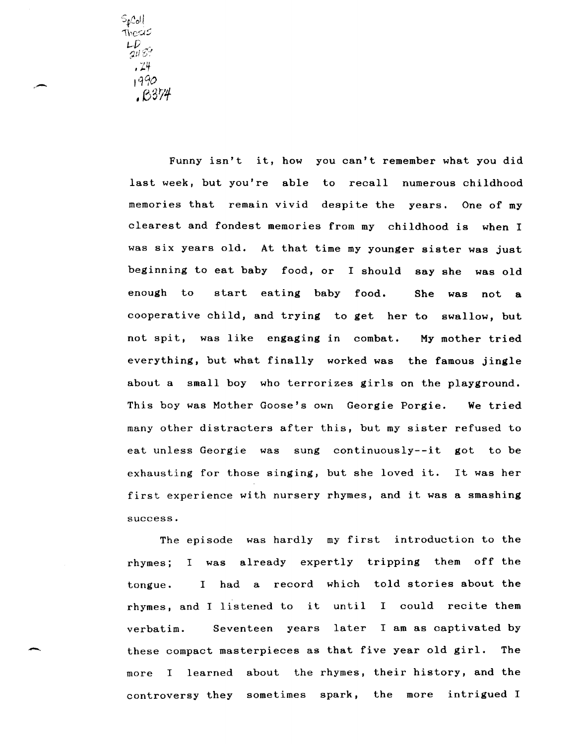SpColl
Thesis
LD
2489
.Z4
1990
.B374

Funny isn't it, how you can't remember what you did last week, but you're able to recall numerous childhood memories that remain vivid despite the years. One of my clearest and fondest memories from my childhood is when I was six years old. At that time my younger sister was just beginning to eat baby food, or I should say she was old enough to start eating baby food. She was not a cooperative child, and trying to get her to swallow, but not spit, was like engaging in combat. My mother tried everything, but what finally worked was the famous jingle about a small boy who terrorizes girls on the playground. This boy was Mother Goose's own Georgie Porgie. We tried many other distracters after this, but my sister refused to eat unless Georgie was sung continuously--it got to be exhausting for those singing, but she loved it. It was her first experience with nursery rhymes, and it was a smashing success.

The episode was hardly my first introduction to the rhymes; I was already expertly tripping them off the tongue. I had a record which told stories about the rhymes, and I listened to it until I could recite them verbatim. Seventeen years later I am as captivated by these compact masterpieces as that five year old girl. The more I learned about the rhymes, their history, and the controversy they sometimes spark, the more intrigued I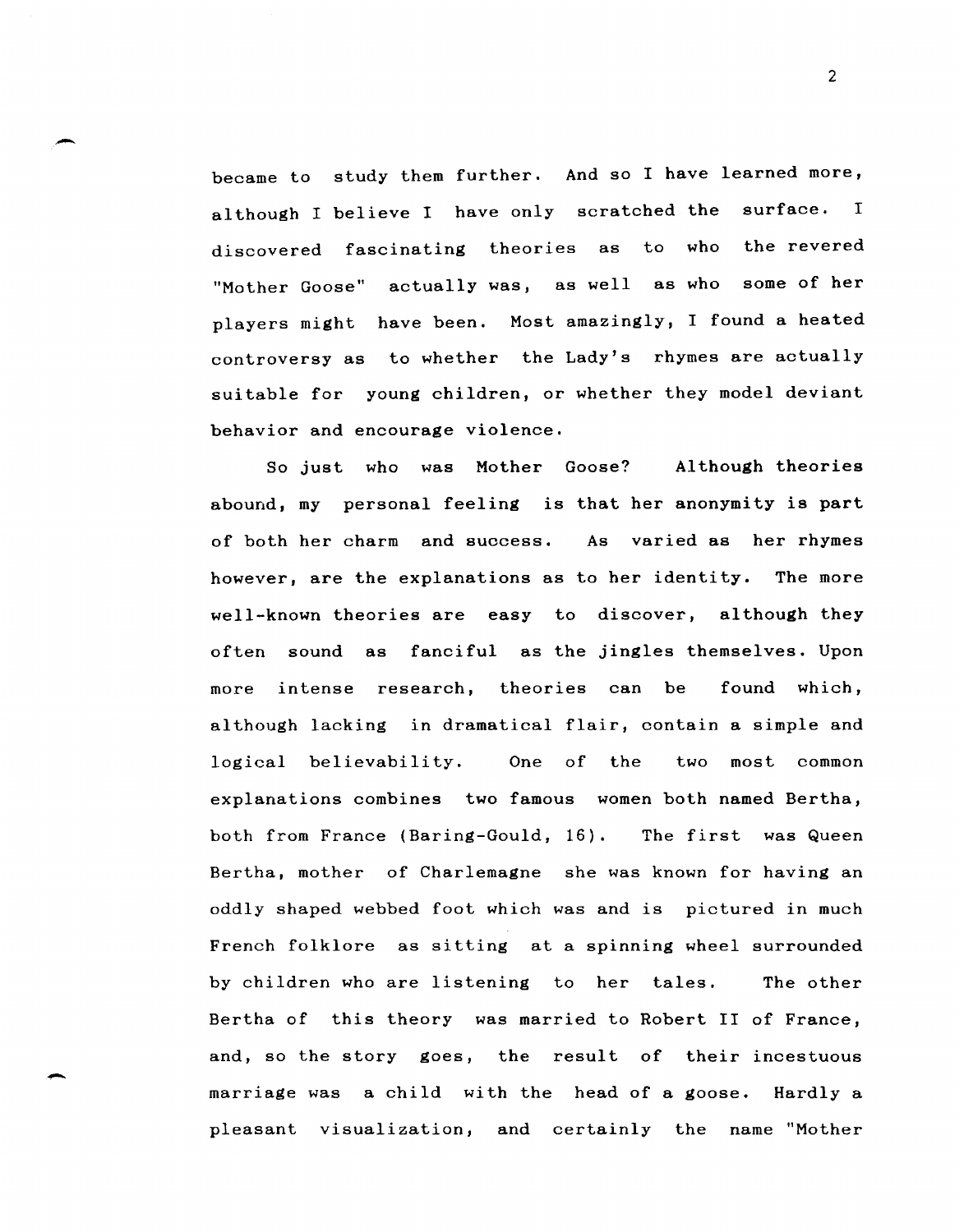became to study them further. And so I have learned more, although I believe I have only scratched the surface. I discovered fascinating theories as to who the revered "Mother Goose" actually was, as well as who some of her players might have been. Most amazingly, I found a heated controversy as to whether the Lady's rhymes are actually suitable for young children, or whether they model deviant behavior and encourage violence.

So just who was Mother Goose? Although theories abound, my personal feeling is that her anonymity is part of both her charm and success. As varied as her rhymes however, are the explanations as to her identity. The more well-known theories are easy to discover, although they often sound as fanciful as the jingles themselves. Upon more intense research, theories can be found which, although lacking in dramatical flair, contain a simple and logical believability. One of the two most common explanations combines two famous women both named Bertha, both from France (Baring-Gould, 16). The first was Queen Bertha, mother of Charlemagne she was known for having an oddly shaped webbed foot which was and is pictured in much French folklore as sitting at a spinning wheel surrounded by children who are listening to her tales. The other Bertha of this theory was married to Robert II of France, and, so the story goes, the result of their incestuous marriage was a child with the head of a goose. Hardly a pleasant visualization, and certainly the name "Mother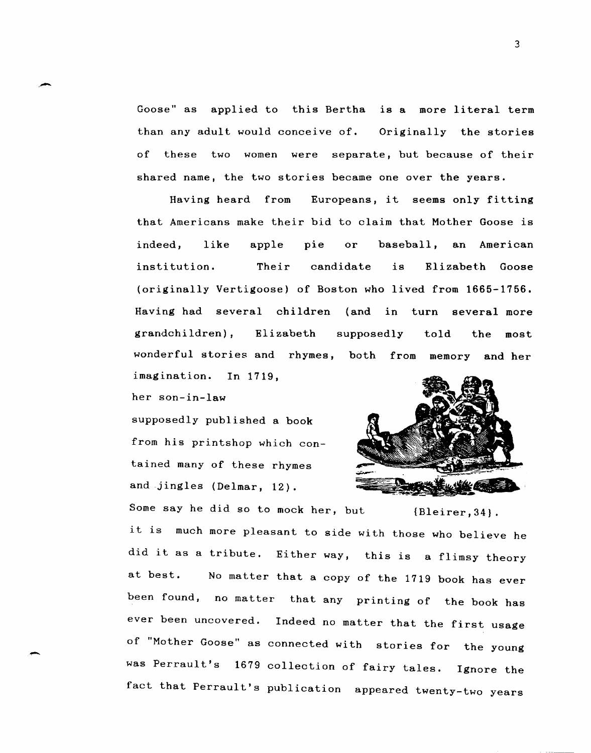Goose" as applied to this Bertha is a more literal term than any adult would conceive of. Originally the stories of these two women were separate, but because of their shared name, the two stories became one over the years.

Having heard from Europeans, it seems only fitting that Americans make their bid to claim that Mother Goose is indeed, like apple pie or baseball, an American institution. Their candidate is Elizabeth Goose (originally Vertigoose) of Boston who lived from 1665-1756. Having had several children (and in turn several more grandchildren), Elizabeth supposedly told the most wonderful stories and rhymes, both from memory and her imagination. In 1719, her son-in-law supposedly published a book from his printshop which contained many of these rhymes and jingles (Delmar, 12).

{Bleirer,34}.

Some say he did so to mock her, but it is much more pleasant to side with those who believe he did it as a tribute. Either way, this is a flimsy theory at best. No matter that a copy of the 1719 book has ever been found, no matter that any printing of the book has ever been uncovered. Indeed no matter that the first usage of "Mother Goose" as connected with stories for the young was Perrault's 1679 collection of fairy tales. Ignore the fact that Perrault's publication appeared twenty-two years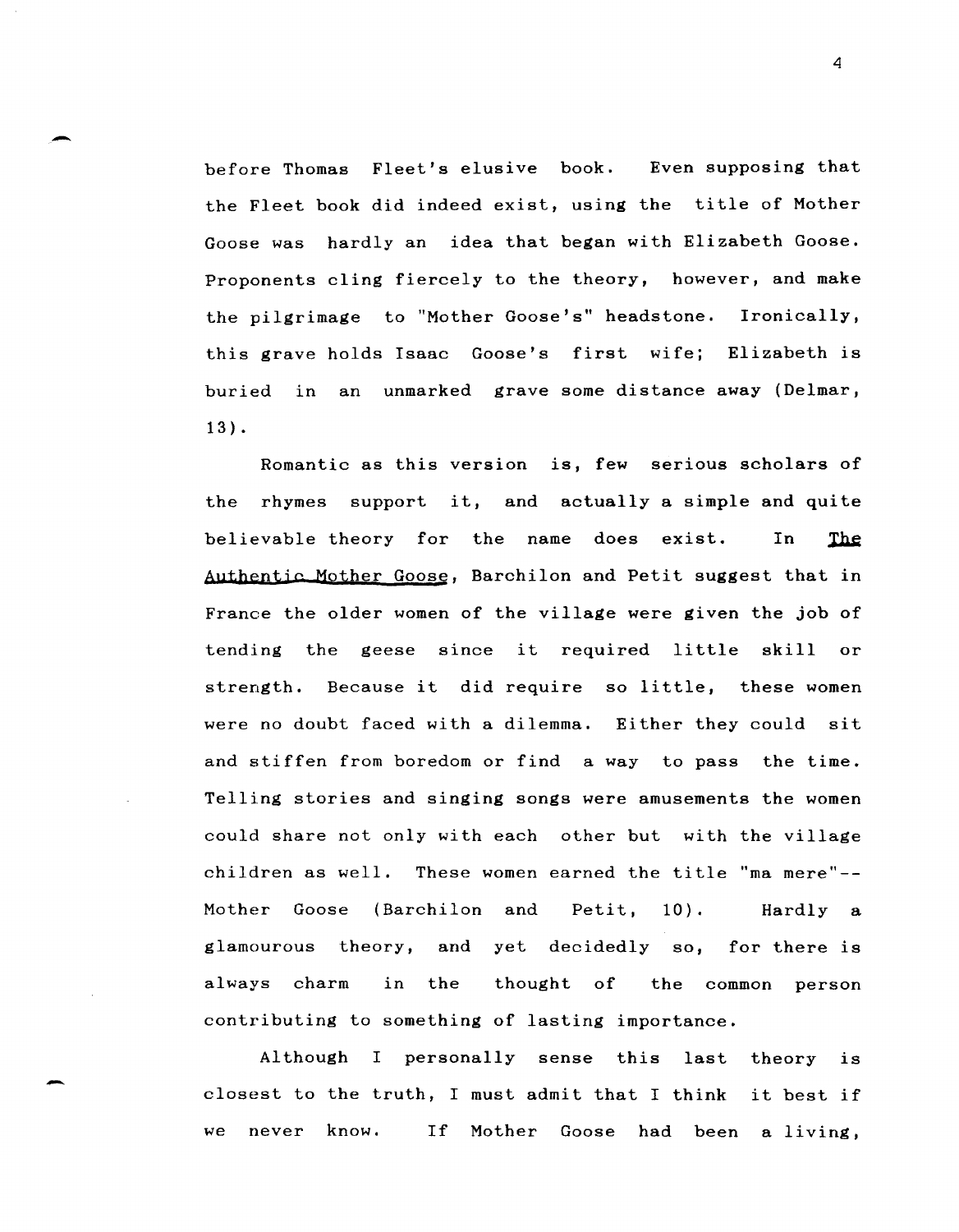before Thomas Fleet's elusive book. Even supposing that the Fleet book did indeed exist, using the title of Mother Goose was hardly an idea that began with Elizabeth Goose. Proponents cling fiercely to the theory, however, and make the pilgrimage to "Mother Goose's" headstone. Ironically, this grave holds Isaac Goose's first wife; Elizabeth is buried in an unmarked grave some distance away (Delmar, 13).

Romantic as this version is, few serious scholars of the rhymes support it, and actually a simple and quite believable theory for the name does exist. In The Authentic Mother Goose, Barchilon and Petit suggest that in France the older women of the village were given the job of tending the geese since it required little skill or strength. Because it did require so little, these women were no doubt faced with a dilemma. Either they could sit and stiffen from boredom or find a way to pass the time. Telling stories and singing songs were amusements the women could share not only with each other but with the village children as well. These women earned the title "ma mere"--Mother Goose (Barchilon and Petit, 10). Hardly a glamourous theory, and yet decidedly so, for there is always charm in the thought of the common person contributing to something of lasting importance.

Although I personally sense this last theory is closest to the truth, I must admit that I think it best if we never know. If Mother Goose had been a living,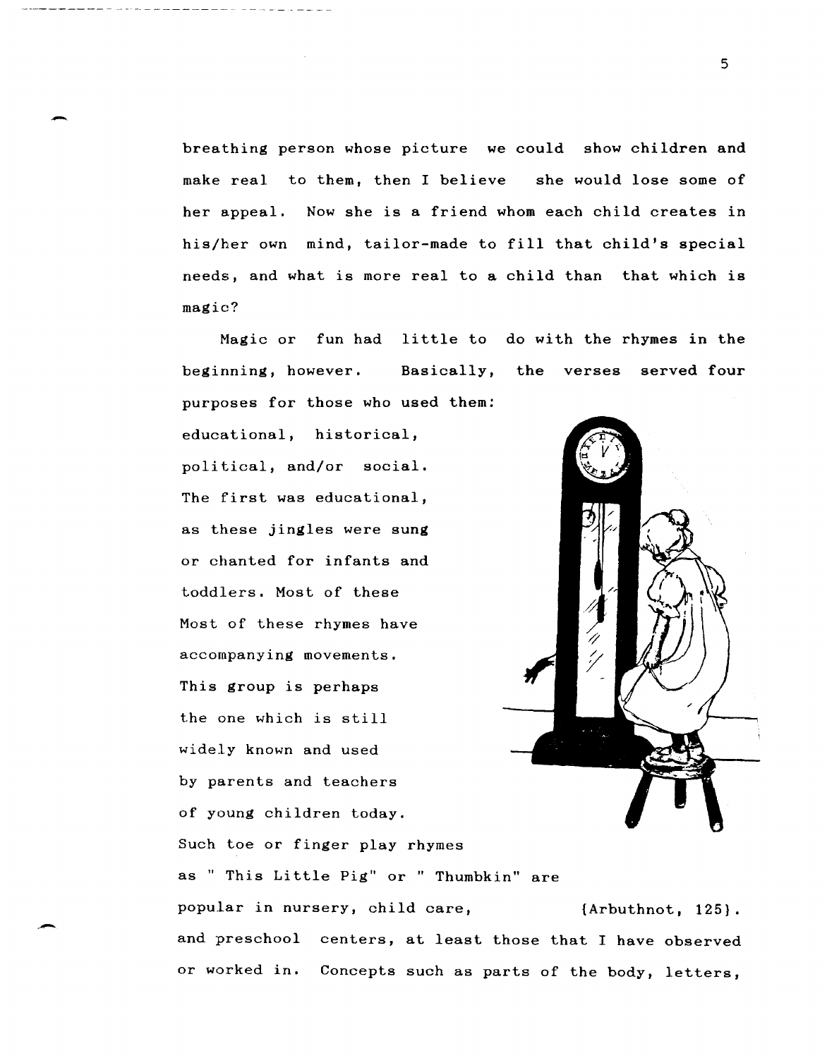breathing person whose picture we could show children and make real to them, then I believe she would lose some of her appeal. Now she is a friend whom each child creates in his/her own mind, tailor-made to fill that child's special needs, and what is more real to a child than that which is magic?

Magic or fun had little to do with the rhymes in the beginning, however. Basically, the verses served four purposes for those who used them: educational, historical, political, and/or social. The first was educational, as these jingles were sung or chanted for infants and toddlers. Most of these Most of these rhymes have accompanying movements. This group is perhaps the one which is still widely known and used by parents and teachers of young children today. Such toe or finger play rhymes as " This Little Pig" or " Thumbkin" are popular in nursery, child care, {Arbuthnot, 125}. and preschool centers, at least those that I have observed or worked in. Concepts such as parts of the body, letters,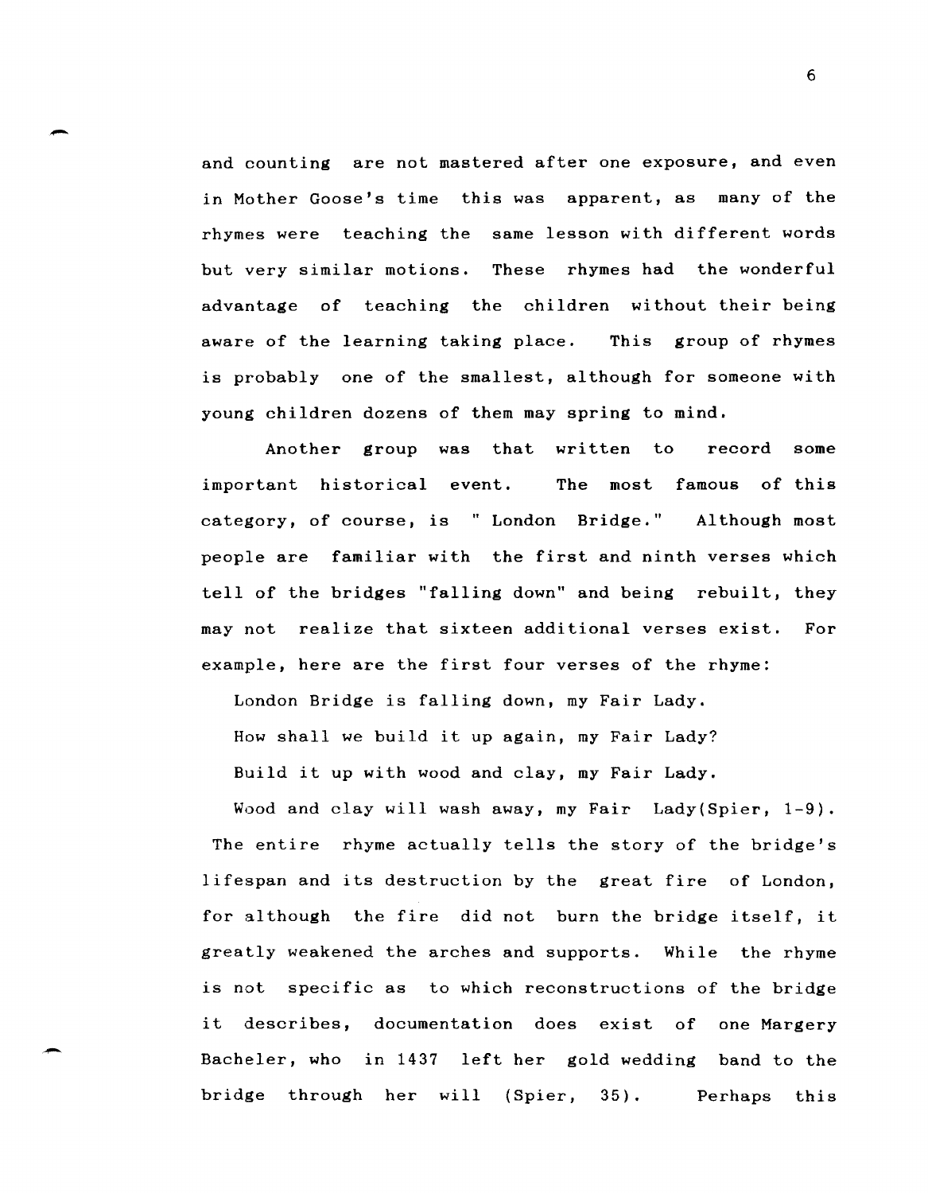and counting are not mastered after one exposure, and even in Mother Goose's time this was apparent, as many of the rhymes were teaching the same lesson with different words but very similar motions. These rhymes had the wonderful advantage of teaching the children without their being aware of the learning taking place. This group of rhymes is probably one of the smallest, although for someone with young children dozens of them may spring to mind.

Another group was that written to record some important historical event. The most famous of this category, of course, is " London Bridge." Although most people are familiar with the first and ninth verses which tell of the bridges "falling down" and being rebuilt, they may not realize that sixteen additional verses exist. For example, here are the first four verses of the rhyme:

London Bridge is falling down, my Fair Lady.
How shall we build it up again, my Fair Lady?
Build it up with wood and clay, my Fair Lady.
Wood and clay will wash away, my Fair Lady(Spier, 1-9).

The entire rhyme actually tells the story of the bridge's lifespan and its destruction by the great fire of London, for although the fire did not burn the bridge itself, it greatly weakened the arches and supports. While the rhyme is not specific as to which reconstructions of the bridge it describes, documentation does exist of one Margery Bacheler, who in 1437 left her gold wedding band to the bridge through her will (Spier, 35). Perhaps this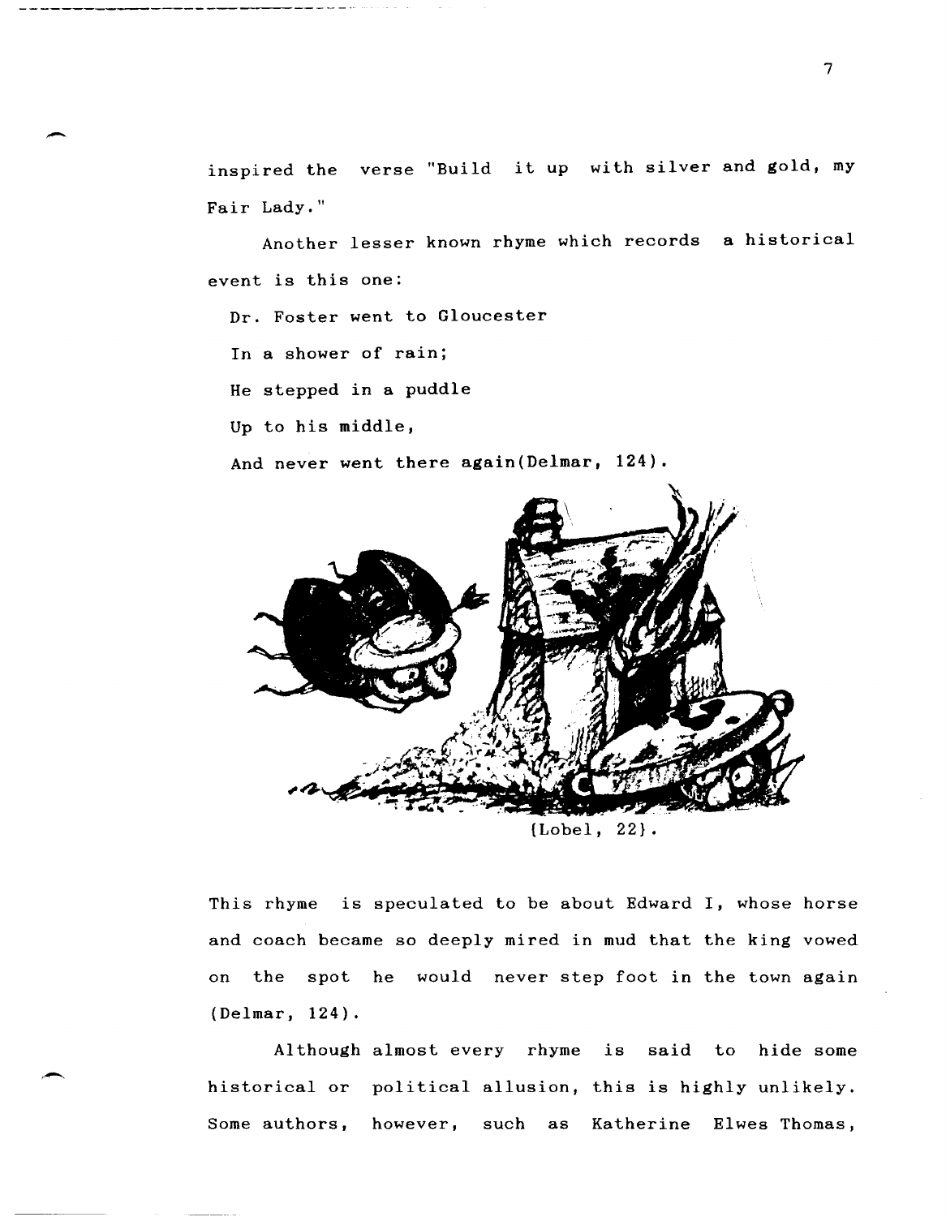inspired the verse "Build it up with silver and gold, my Fair Lady."

Another lesser known rhyme which records a historical event is this one:

Dr. Foster went to Gloucester  
In a shower of rain;  
He stepped in a puddle  
Up to his middle,  
And never went there again(Delmar, 124).

(Lobel, 22).

This rhyme is speculated to be about Edward I, whose horse and coach became so deeply mired in mud that the king vowed on the spot he would never step foot in the town again (Delmar, 124).

Although almost every rhyme is said to hide some historical or political allusion, this is highly unlikely. Some authors, however, such as Katherine Elwes Thomas,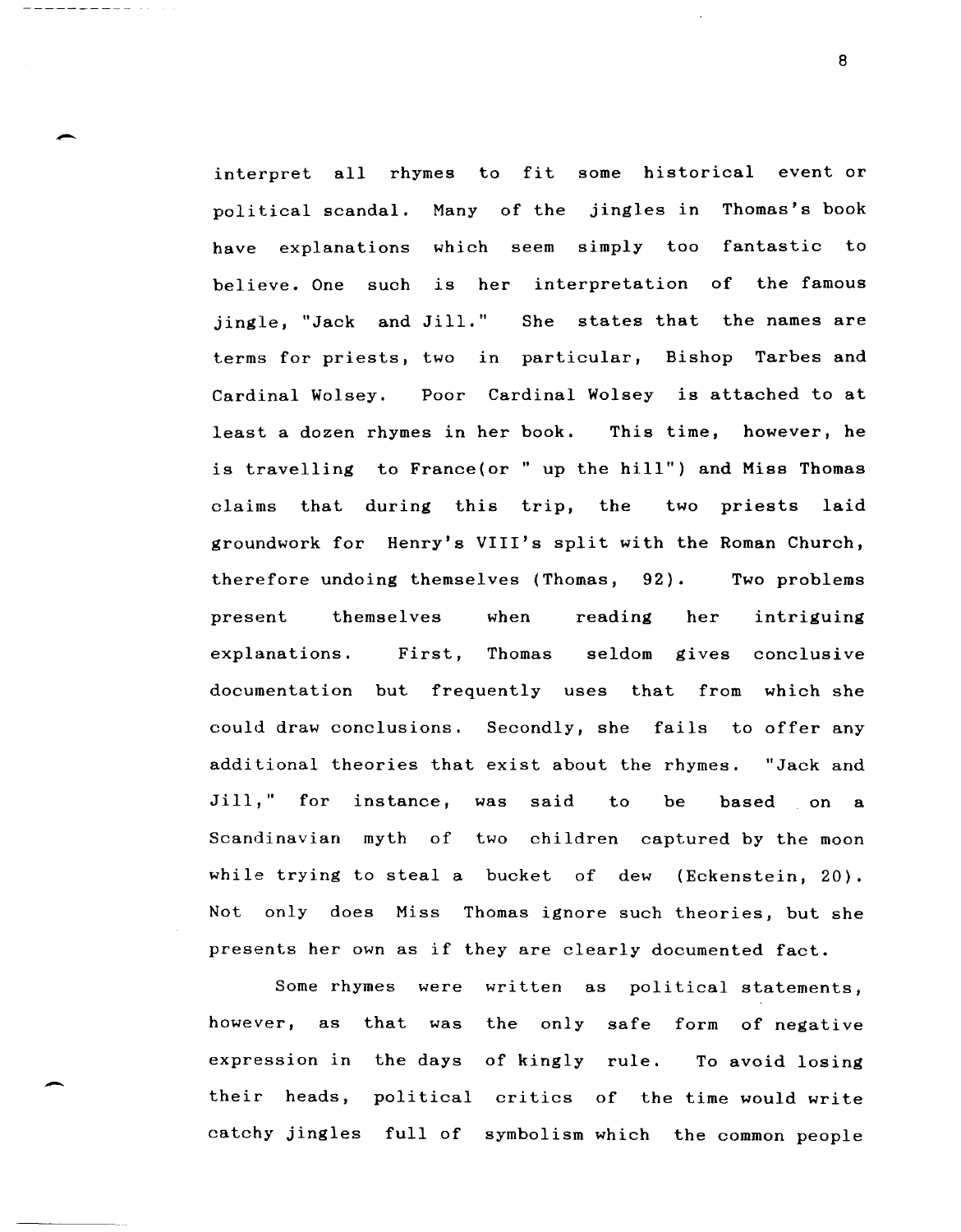interpret all rhymes to fit some historical event or political scandal. Many of the jingles in Thomas's book have explanations which seem simply too fantastic to believe. One such is her interpretation of the famous jingle, "Jack and Jill." She states that the names are terms for priests, two in particular, Bishop Tarbes and Cardinal Wolsey. Poor Cardinal Wolsey is attached to at least a dozen rhymes in her book. This time, however, he is travelling to France(or " up the hill") and Miss Thomas claims that during this trip, the two priests laid groundwork for Henry's VIII's split with the Roman Church, therefore undoing themselves (Thomas, 92). Two problems present themselves when reading her intriguing explanations. First, Thomas seldom gives conclusive documentation but frequently uses that from which she could draw conclusions. Secondly, she fails to offer any additional theories that exist about the rhymes. "Jack and Jill," for instance, was said to be based on a Scandinavian myth of two children captured by the moon while trying to steal a bucket of dew (Eckenstein, 20). Not only does Miss Thomas ignore such theories, but she presents her own as if they are clearly documented fact.

Some rhymes were written as political statements, however, as that was the only safe form of negative expression in the days of kingly rule. To avoid losing their heads, political critics of the time would write catchy jingles full of symbolism which the common people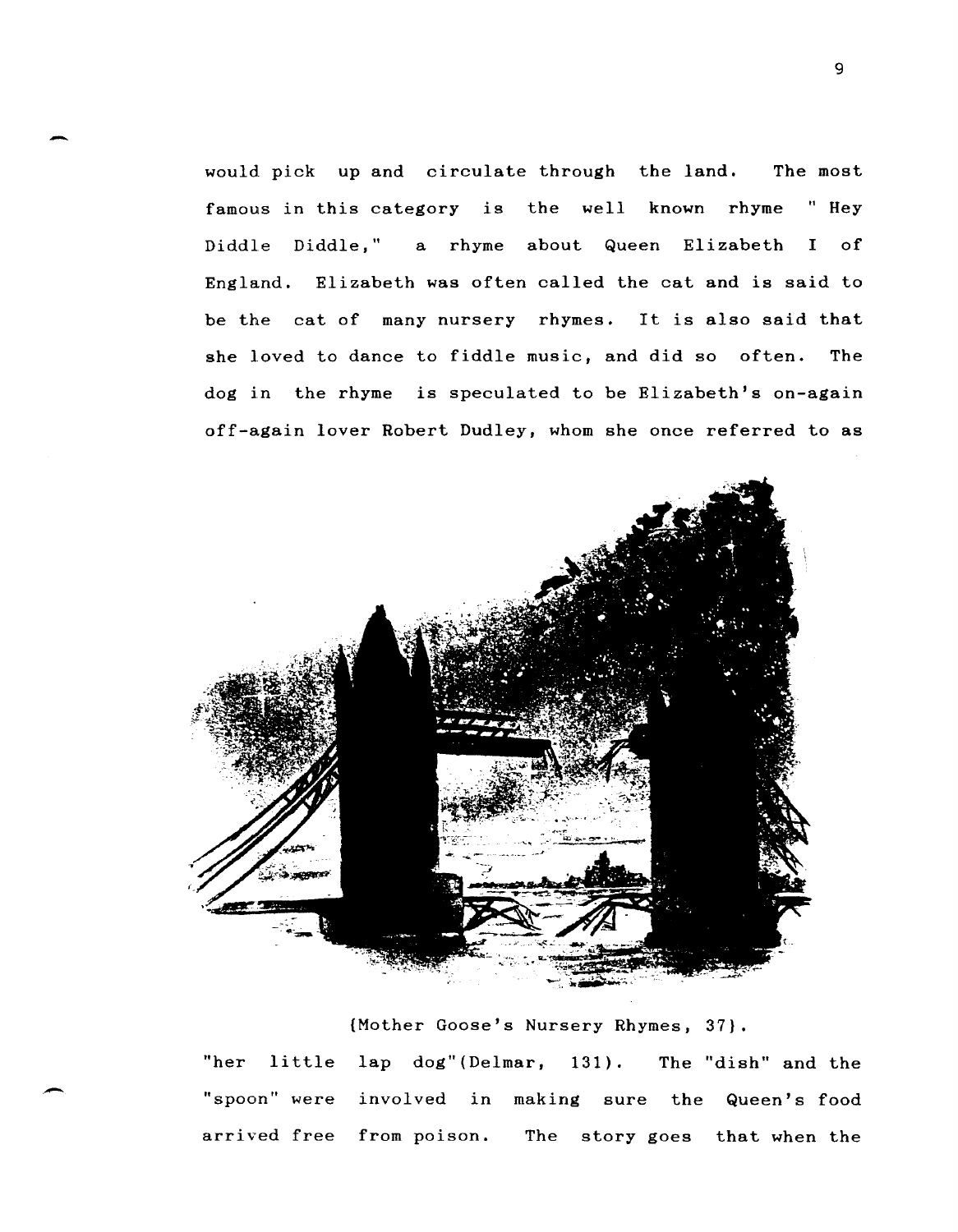would pick up and circulate through the land. The most famous in this category is the well known rhyme " Hey Diddle Diddle," a rhyme about Queen Elizabeth I of England. Elizabeth was often called the cat and is said to be the cat of many nursery rhymes. It is also said that she loved to dance to fiddle music, and did so often. The dog in the rhyme is speculated to be Elizabeth's on-again off-again lover Robert Dudley, whom she once referred to as

(Mother Goose's Nursery Rhymes, 37).

"her little lap dog"(Delmar, 131). The "dish" and the "spoon" were involved in making sure the Queen's food arrived free from poison. The story goes that when the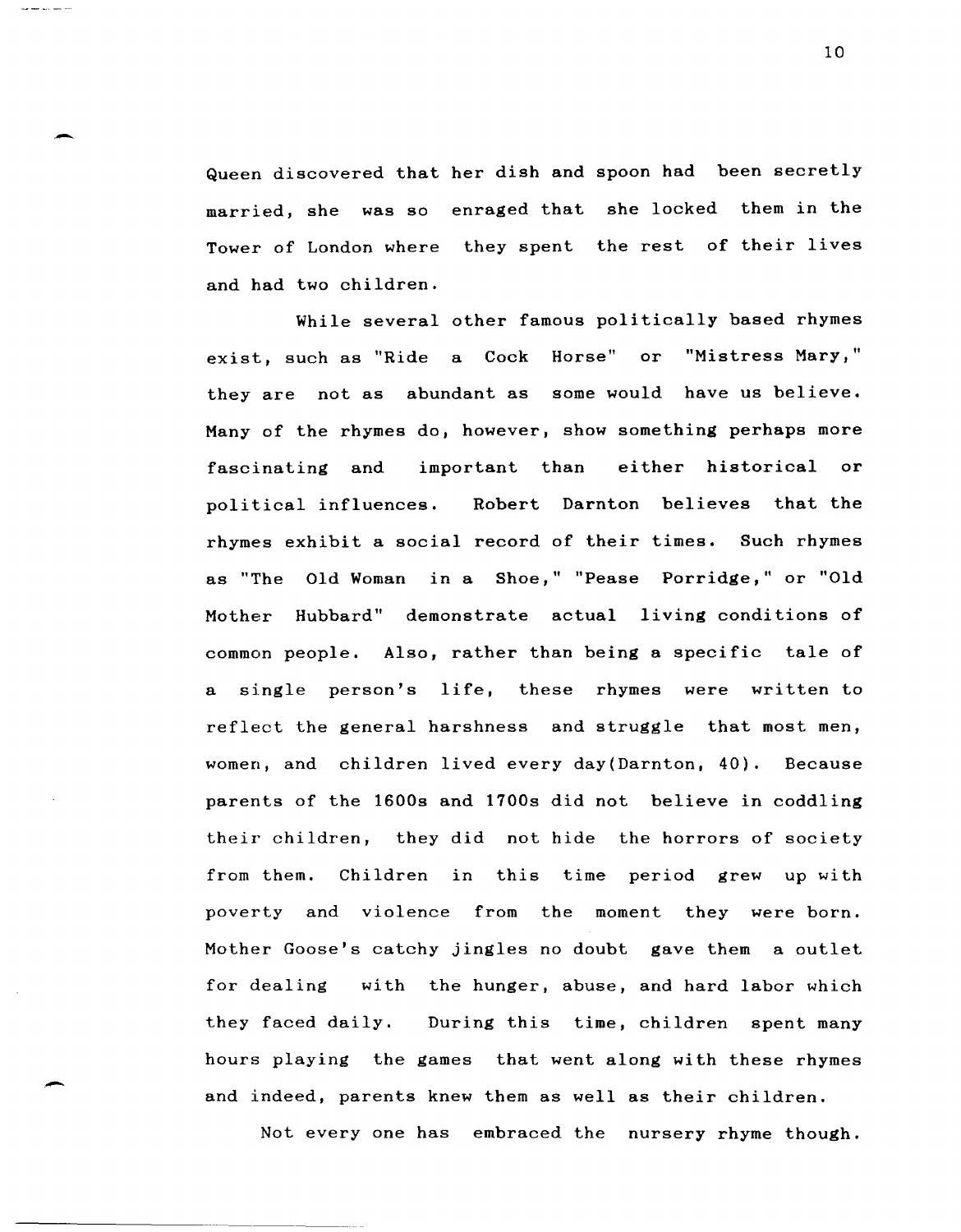Queen discovered that her dish and spoon had been secretly married, she was so enraged that she locked them in the Tower of London where they spent the rest of their lives and had two children.

While several other famous politically based rhymes exist, such as "Ride a Cock Horse" or "Mistress Mary," they are not as abundant as some would have us believe. Many of the rhymes do, however, show something perhaps more fascinating and important than either historical or political influences. Robert Darnton believes that the rhymes exhibit a social record of their times. Such rhymes as "The Old Woman in a Shoe," "Pease Porridge," or "Old Mother Hubbard" demonstrate actual living conditions of common people. Also, rather than being a specific tale of a single person's life, these rhymes were written to reflect the general harshness and struggle that most men, women, and children lived every day(Darnton, 40). Because parents of the 1600s and 1700s did not believe in coddling their children, they did not hide the horrors of society from them. Children in this time period grew up with poverty and violence from the moment they were born. Mother Goose's catchy jingles no doubt gave them a outlet for dealing with the hunger, abuse, and hard labor which they faced daily. During this time, children spent many hours playing the games that went along with these rhymes and indeed, parents knew them as well as their children.

Not every one has embraced the nursery rhyme though.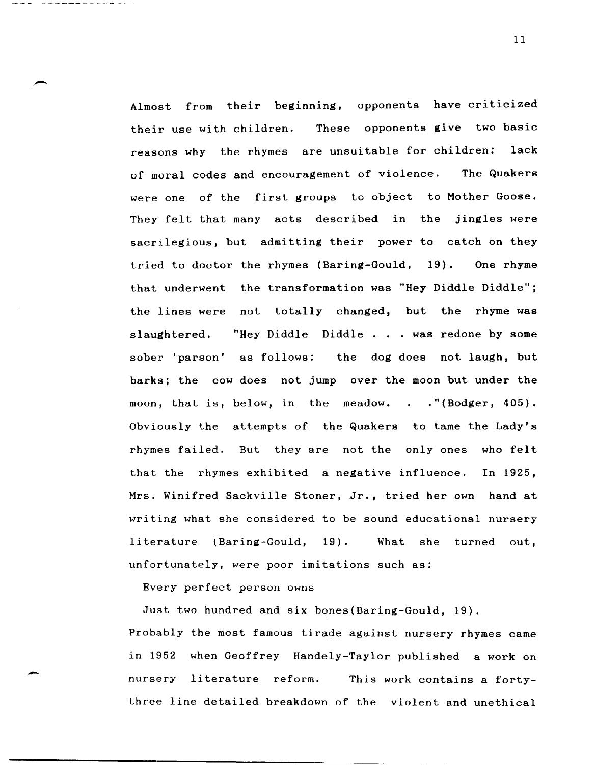Almost from their beginning, opponents have criticized their use with children. These opponents give two basic reasons why the rhymes are unsuitable for children: lack of moral codes and encouragement of violence. The Quakers were one of the first groups to object to Mother Goose. They felt that many acts described in the jingles were sacrilegious, but admitting their power to catch on they tried to doctor the rhymes (Baring-Gould, 19). One rhyme that underwent the transformation was "Hey Diddle Diddle"; the lines were not totally changed, but the rhyme was slaughtered. "Hey Diddle Diddle . . . was redone by some sober 'parson' as follows: the dog does not laugh, but barks; the cow does not jump over the moon but under the moon, that is, below, in the meadow. . ."(Bodger, 405). Obviously the attempts of the Quakers to tame the Lady's rhymes failed. But they are not the only ones who felt that the rhymes exhibited a negative influence. In 1925, Mrs. Winifred Sackville Stoner, Jr., tried her own hand at writing what she considered to be sound educational nursery literature (Baring-Gould, 19). What she turned out, unfortunately, were poor imitations such as:

Every perfect person owns
Just two hundred and six bones(Baring-Gould, 19).

Probably the most famous tirade against nursery rhymes came in 1952 when Geoffrey Handely-Taylor published a work on nursery literature reform. This work contains a forty-three line detailed breakdown of the violent and unethical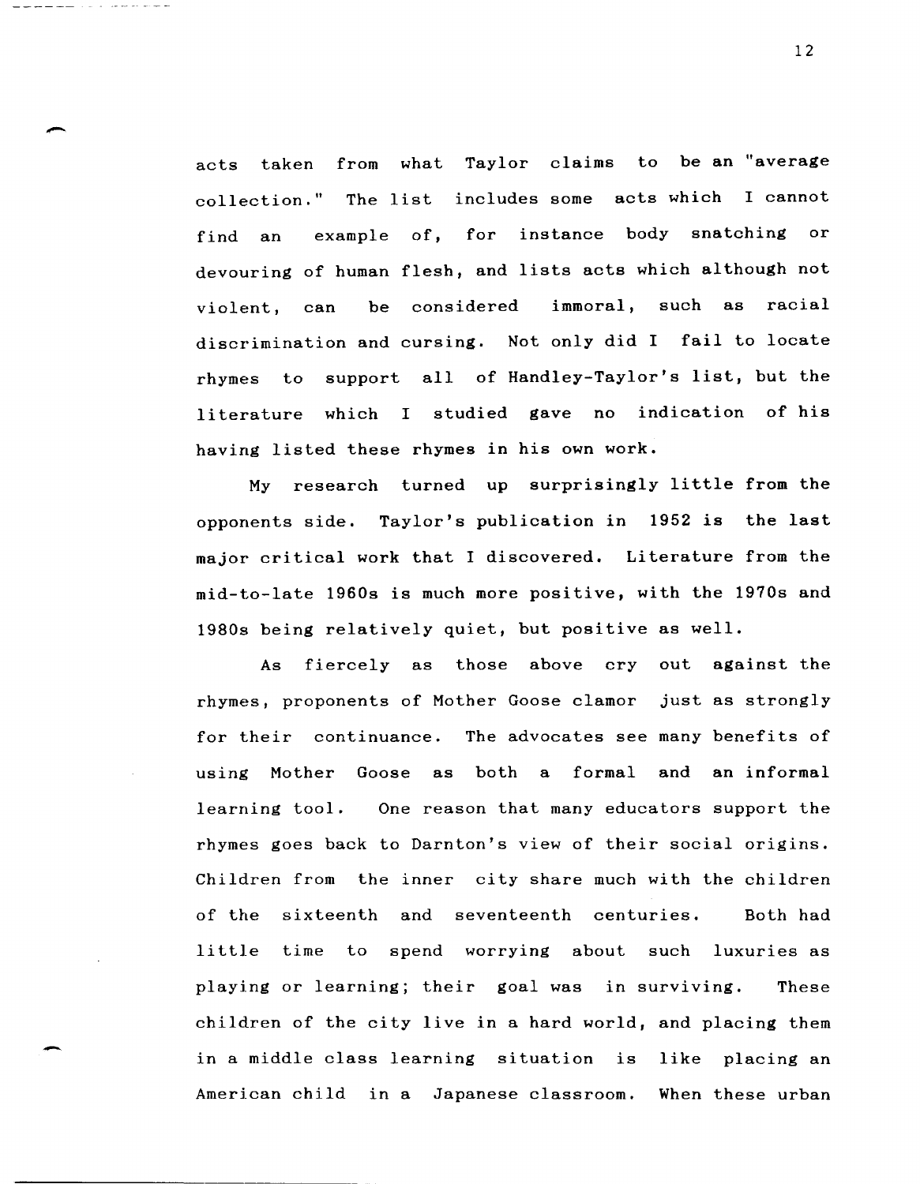acts taken from what Taylor claims to be an "average collection." The list includes some acts which I cannot find an example of, for instance body snatching or devouring of human flesh, and lists acts which although not violent, can be considered immoral, such as racial discrimination and cursing. Not only did I fail to locate rhymes to support all of Handley-Taylor's list, but the literature which I studied gave no indication of his having listed these rhymes in his own work.

My research turned up surprisingly little from the opponents side. Taylor's publication in 1952 is the last major critical work that I discovered. Literature from the mid-to-late 1960s is much more positive, with the 1970s and 1980s being relatively quiet, but positive as well.

As fiercely as those above cry out against the rhymes, proponents of Mother Goose clamor just as strongly for their continuance. The advocates see many benefits of using Mother Goose as both a formal and an informal learning tool. One reason that many educators support the rhymes goes back to Darnton's view of their social origins. Children from the inner city share much with the children of the sixteenth and seventeenth centuries. Both had little time to spend worrying about such luxuries as playing or learning; their goal was in surviving. These children of the city live in a hard world, and placing them in a middle class learning situation is like placing an American child in a Japanese classroom. When these urban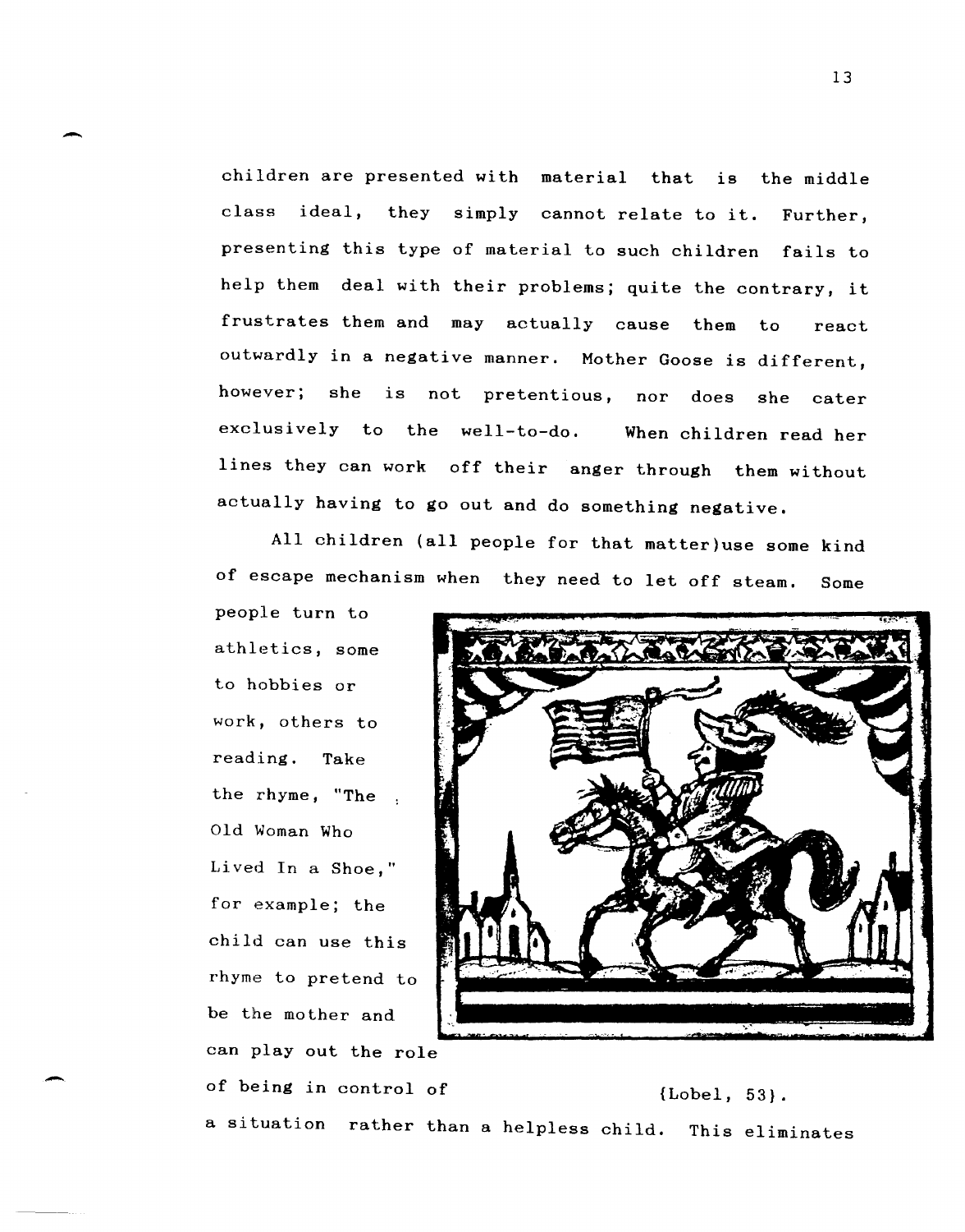children are presented with material that is the middle class ideal, they simply cannot relate to it. Further, presenting this type of material to such children fails to help them deal with their problems; quite the contrary, it frustrates them and may actually cause them to react outwardly in a negative manner. Mother Goose is different, however; she is not pretentious, nor does she cater exclusively to the well-to-do. When children read her lines they can work off their anger through them without actually having to go out and do something negative.

All children (all people for that matter)use some kind of escape mechanism when they need to let off steam. Some people turn to athletics, some to hobbies or work, others to reading. Take the rhyme, "The Old Woman Who Lived In a Shoe," for example; the child can use this rhyme to pretend to be the mother and can play out the role of being in control of a situation rather than a helpless child. This eliminates

{Lobel, 53}.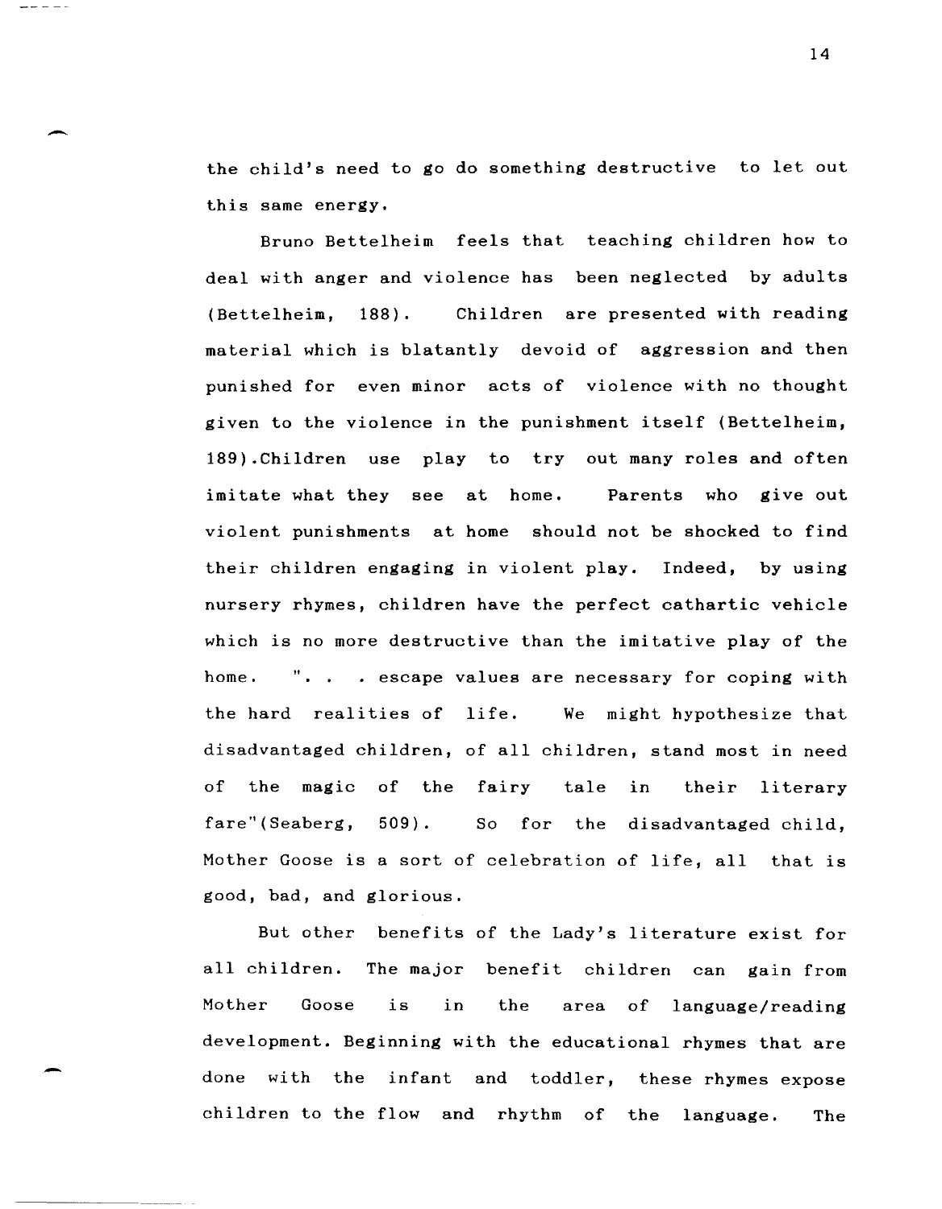the child's need to go do something destructive to let out this same energy.

Bruno Bettelheim feels that teaching children how to deal with anger and violence has been neglected by adults (Bettelheim, 188). Children are presented with reading material which is blatantly devoid of aggression and then punished for even minor acts of violence with no thought given to the violence in the punishment itself (Bettelheim, 189).Children use play to try out many roles and often imitate what they see at home. Parents who give out violent punishments at home should not be shocked to find their children engaging in violent play. Indeed, by using nursery rhymes, children have the perfect cathartic vehicle which is no more destructive than the imitative play of the home. ". . . escape values are necessary for coping with the hard realities of life. We might hypothesize that disadvantaged children, of all children, stand most in need of the magic of the fairy tale in their literary fare"(Seaberg, 509). So for the disadvantaged child, Mother Goose is a sort of celebration of life, all that is good, bad, and glorious.

But other benefits of the Lady's literature exist for all children. The major benefit children can gain from Mother Goose is in the area of language/reading development. Beginning with the educational rhymes that are done with the infant and toddler, these rhymes expose children to the flow and rhythm of the language. The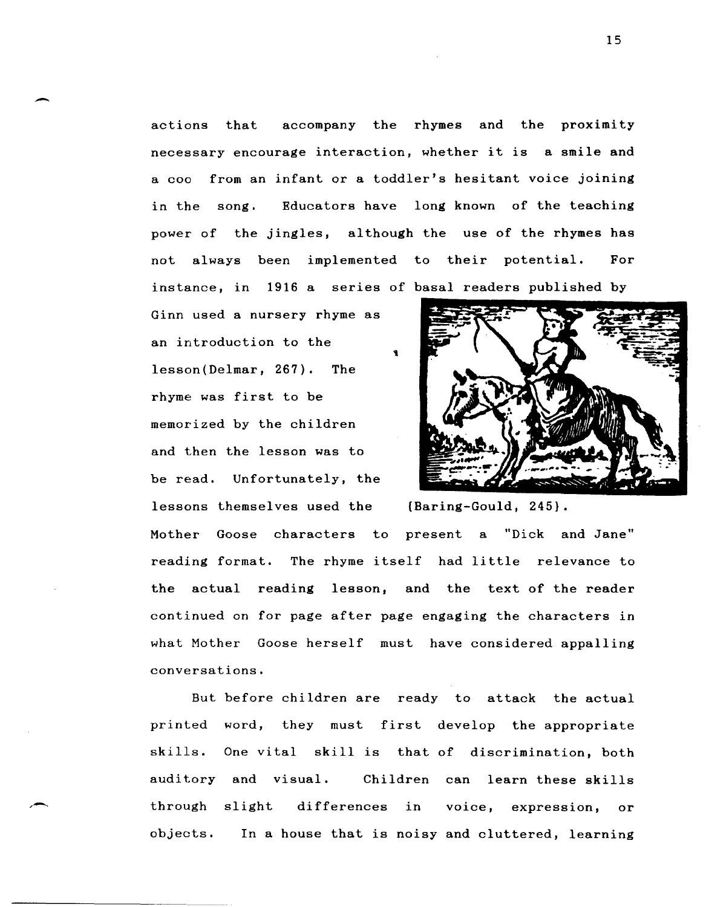actions that accompany the rhymes and the proximity necessary encourage interaction, whether it is a smile and a coo from an infant or a toddler's hesitant voice joining in the song. Educators have long known of the teaching power of the jingles, although the use of the rhymes has not always been implemented to their potential. For instance, in 1916 a series of basal readers published by Ginn used a nursery rhyme as an introduction to the lesson(Delmar, 267). The rhyme was first to be memorized by the children and then the lesson was to be read. Unfortunately, the lessons themselves used the Mother Goose characters to present a "Dick and Jane" reading format. The rhyme itself had little relevance to the actual reading lesson, and the text of the reader continued on for page after page engaging the characters in what Mother Goose herself must have considered appalling conversations.

(Baring-Gould, 245).

But before children are ready to attack the actual printed word, they must first develop the appropriate skills. One vital skill is that of discrimination, both auditory and visual. Children can learn these skills through slight differences in voice, expression, or objects. In a house that is noisy and cluttered, learning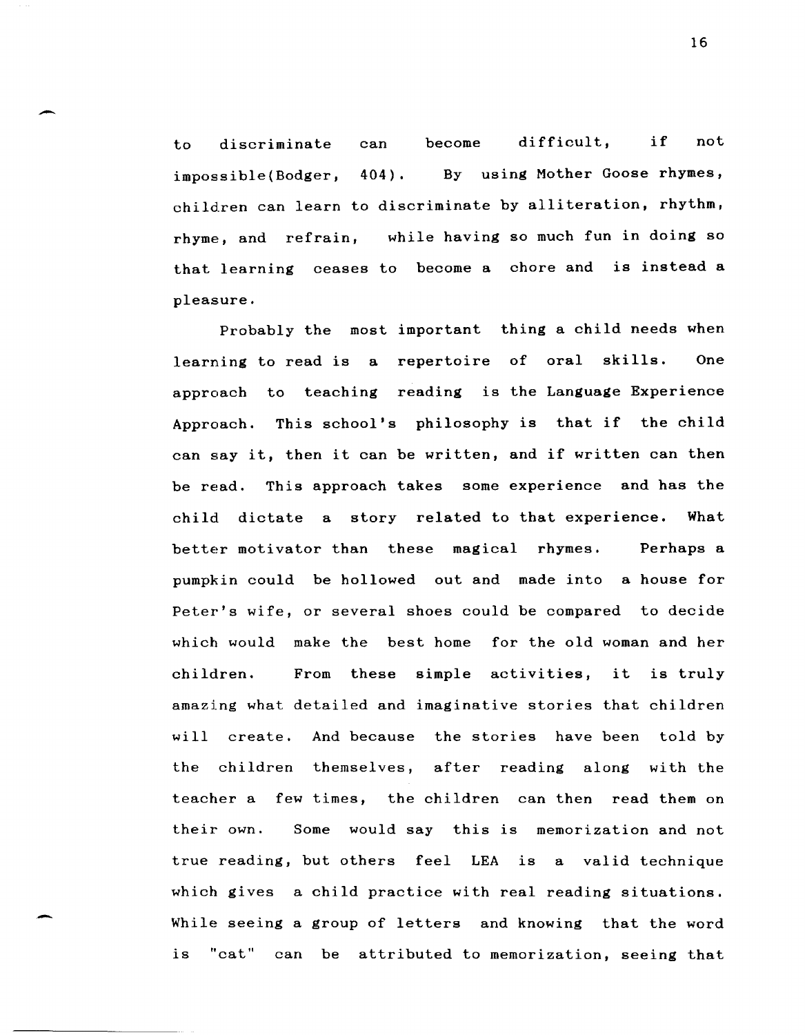to discriminate can become difficult, if not impossible(Bodger, 404). By using Mother Goose rhymes, children can learn to discriminate by alliteration, rhythm, rhyme, and refrain, while having so much fun in doing so that learning ceases to become a chore and is instead a pleasure.

Probably the most important thing a child needs when learning to read is a repertoire of oral skills. One approach to teaching reading is the Language Experience Approach. This school's philosophy is that if the child can say it, then it can be written, and if written can then be read. This approach takes some experience and has the child dictate a story related to that experience. What better motivator than these magical rhymes. Perhaps a pumpkin could be hollowed out and made into a house for Peter's wife, or several shoes could be compared to decide which would make the best home for the old woman and her children. From these simple activities, it is truly amazing what detailed and imaginative stories that children will create. And because the stories have been told by the children themselves, after reading along with the teacher a few times, the children can then read them on their own. Some would say this is memorization and not true reading, but others feel LEA is a valid technique which gives a child practice with real reading situations. While seeing a group of letters and knowing that the word is "cat" can be attributed to memorization, seeing that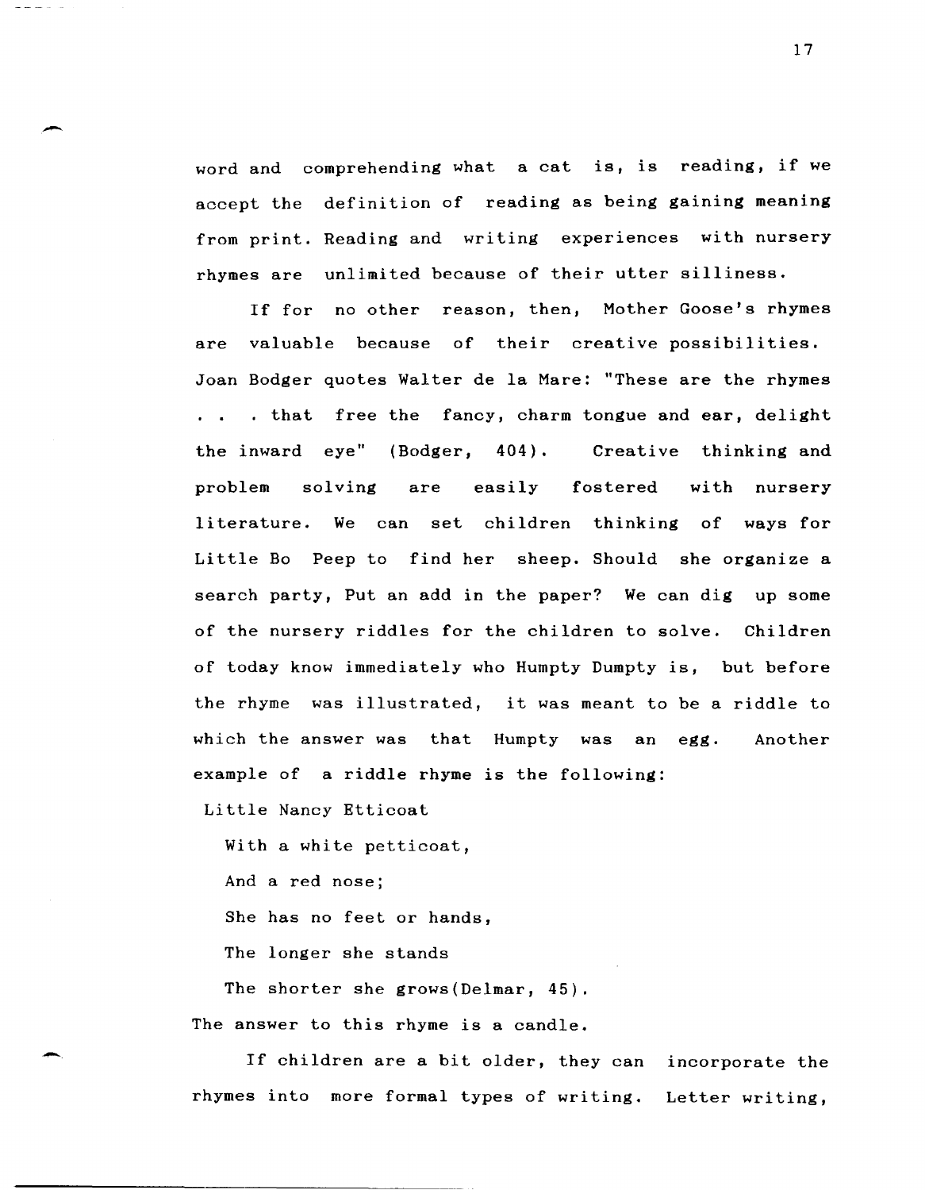word and comprehending what a cat is, is reading, if we accept the definition of reading as being gaining meaning from print. Reading and writing experiences with nursery rhymes are unlimited because of their utter silliness.

If for no other reason, then, Mother Goose's rhymes are valuable because of their creative possibilities. Joan Bodger quotes Walter de la Mare: "These are the rhymes . . . that free the fancy, charm tongue and ear, delight the inward eye" (Bodger, 404). Creative thinking and problem solving are easily fostered with nursery literature. We can set children thinking of ways for Little Bo Peep to find her sheep. Should she organize a search party, Put an add in the paper? We can dig up some of the nursery riddles for the children to solve. Children of today know immediately who Humpty Dumpty is, but before the rhyme was illustrated, it was meant to be a riddle to which the answer was that Humpty was an egg. Another example of a riddle rhyme is the following:

Little Nancy Etticoat  
With a white petticoat,  
And a red nose;  
She has no feet or hands,  
The longer she stands  
The shorter she grows(Delmar, 45).

The answer to this rhyme is a candle.

If children are a bit older, they can incorporate the rhymes into more formal types of writing. Letter writing,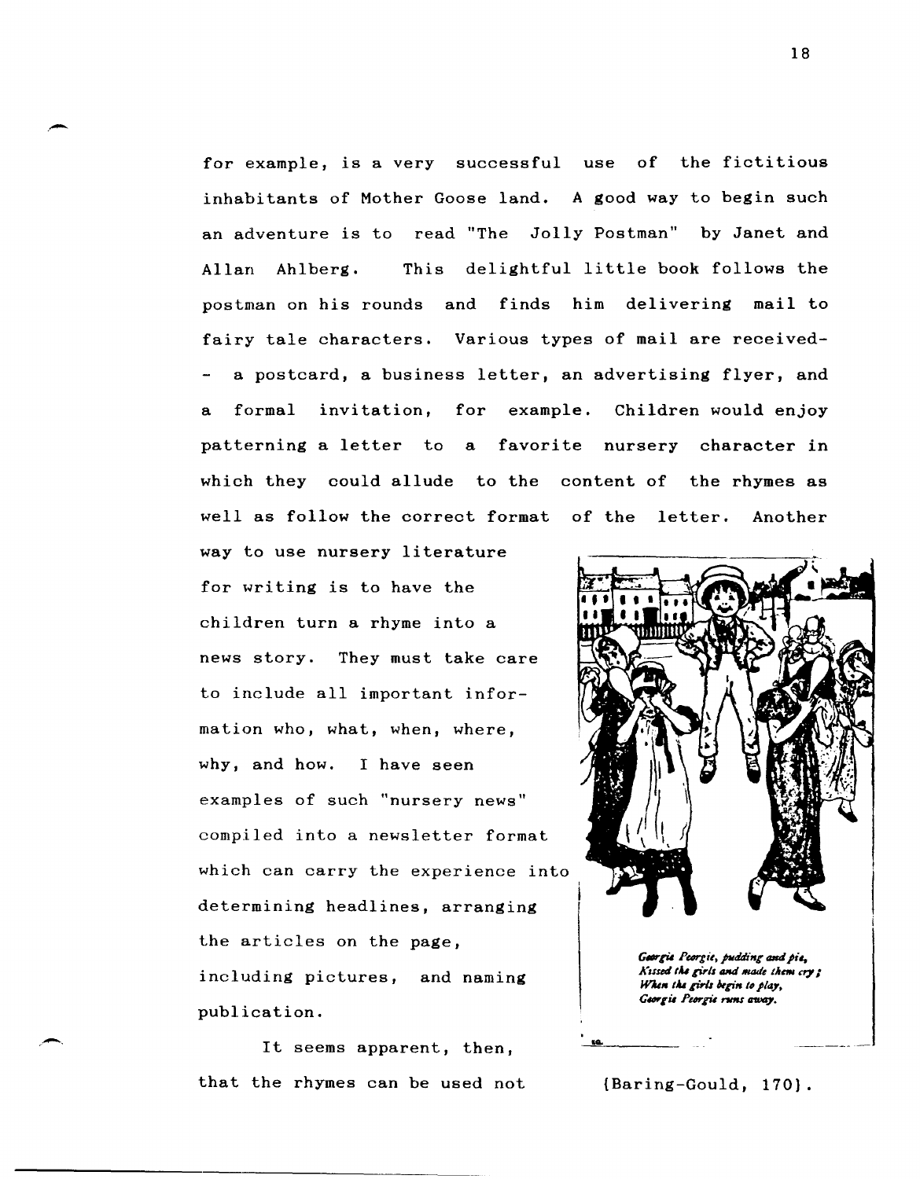for example, is a very successful use of the fictitious inhabitants of Mother Goose land. A good way to begin such an adventure is to read "The Jolly Postman" by Janet and Allan Ahlberg. This delightful little book follows the postman on his rounds and finds him delivering mail to fairy tale characters. Various types of mail are received-- a postcard, a business letter, an advertising flyer, and a formal invitation, for example. Children would enjoy patterning a letter to a favorite nursery character in which they could allude to the content of the rhymes as well as follow the correct format of the letter. Another way to use nursery literature for writing is to have the children turn a rhyme into a news story. They must take care to include all important information who, what, when, where, why, and how. I have seen examples of such "nursery news" compiled into a newsletter format which can carry the experience into determining headlines, arranging the articles on the page, including pictures, and naming publication.

*Georgie Peorgie, pudding and pie,*
*Kissed the girls and made them cry;*
*When the girls begin to play,*
*Georgie Peorgie runs away.*

(Baring-Gould, 170).

It seems apparent, then, that the rhymes can be used not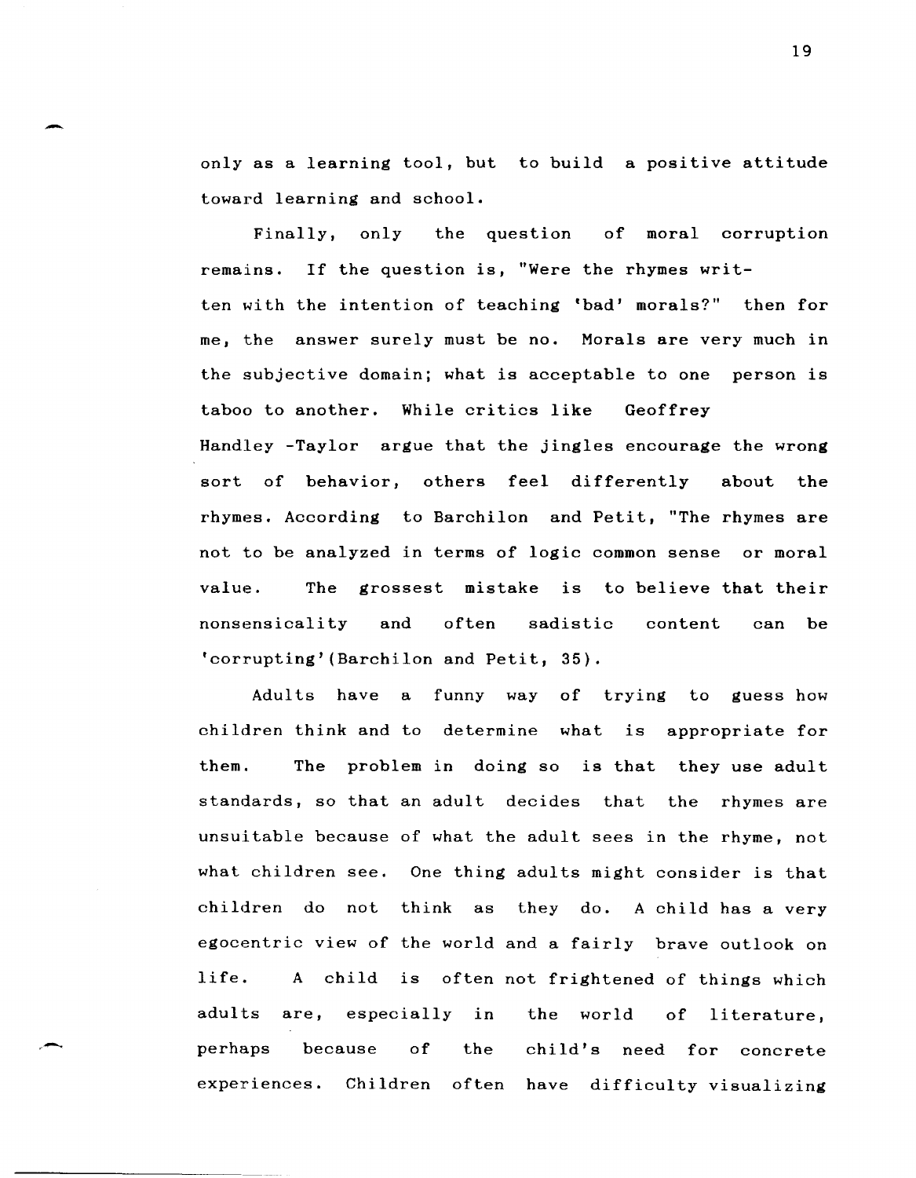only as a learning tool, but to build a positive attitude toward learning and school.

Finally, only the question of moral corruption remains. If the question is, "Were the rhymes written with the intention of teaching 'bad' morals?" then for me, the answer surely must be no. Morals are very much in the subjective domain; what is acceptable to one person is taboo to another. While critics like Geoffrey Handley -Taylor argue that the jingles encourage the wrong sort of behavior, others feel differently about the rhymes. According to Barchilon and Petit, "The rhymes are not to be analyzed in terms of logic common sense or moral value. The grossest mistake is to believe that their nonsensicality and often sadistic content can be 'corrupting'(Barchilon and Petit, 35).

Adults have a funny way of trying to guess how children think and to determine what is appropriate for them. The problem in doing so is that they use adult standards, so that an adult decides that the rhymes are unsuitable because of what the adult sees in the rhyme, not what children see. One thing adults might consider is that children do not think as they do. A child has a very egocentric view of the world and a fairly brave outlook on life. A child is often not frightened of things which adults are, especially in the world of literature, perhaps because of the child's need for concrete experiences. Children often have difficulty visualizing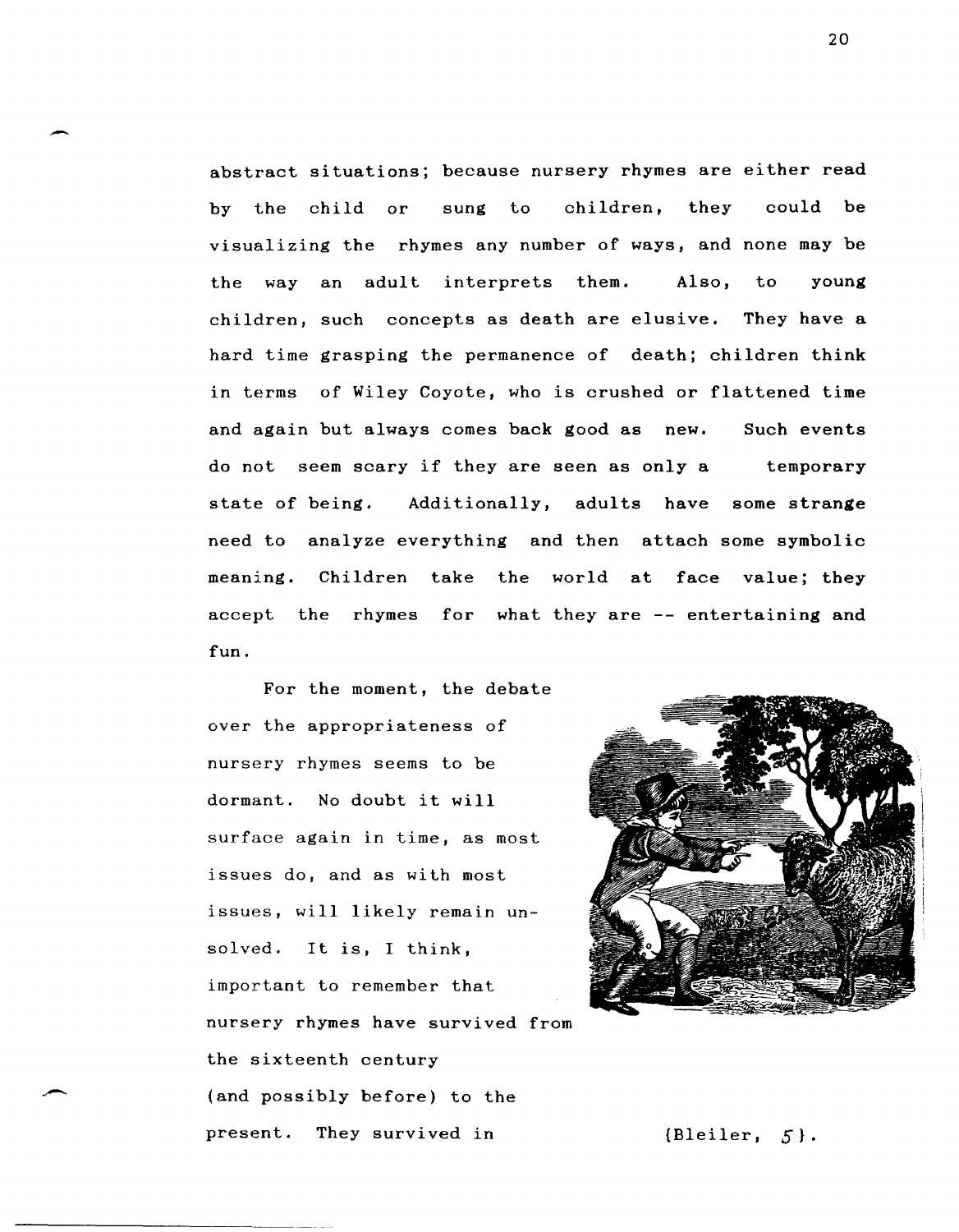abstract situations; because nursery rhymes are either read by the child or sung to children, they could be visualizing the rhymes any number of ways, and none may be the way an adult interprets them. Also, to young children, such concepts as death are elusive. They have a hard time grasping the permanence of death; children think in terms of Wiley Coyote, who is crushed or flattened time and again but always comes back good as new. Such events do not seem scary if they are seen as only a temporary state of being. Additionally, adults have some strange need to analyze everything and then attach some symbolic meaning. Children take the world at face value; they accept the rhymes for what they are -- entertaining and fun.

For the moment, the debate over the appropriateness of nursery rhymes seems to be dormant. No doubt it will surface again in time, as most issues do, and as with most issues, will likely remain unsolved. It is, I think, important to remember that nursery rhymes have survived from the sixteenth century (and possibly before) to the present. They survived in

(Bleiler, 5).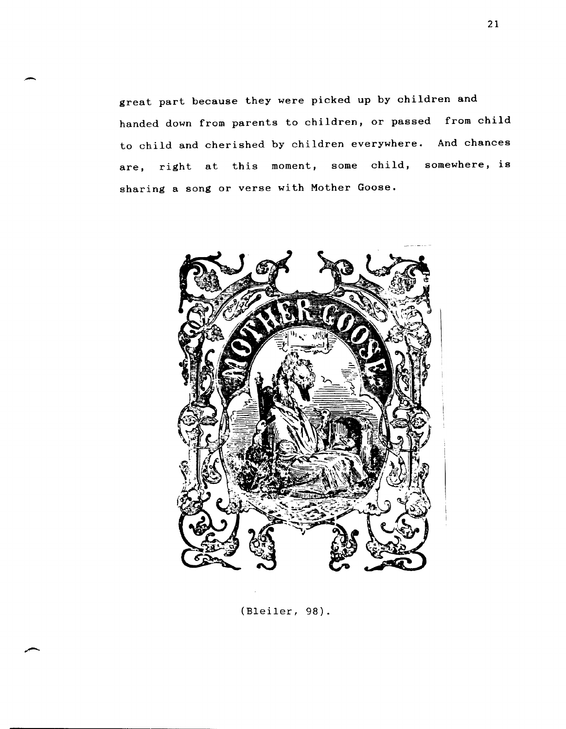great part because they were picked up by children and handed down from parents to children, or passed from child to child and cherished by children everywhere. And chances are, right at this moment, some child, somewhere, is sharing a song or verse with Mother Goose.

(Bleiler, 98).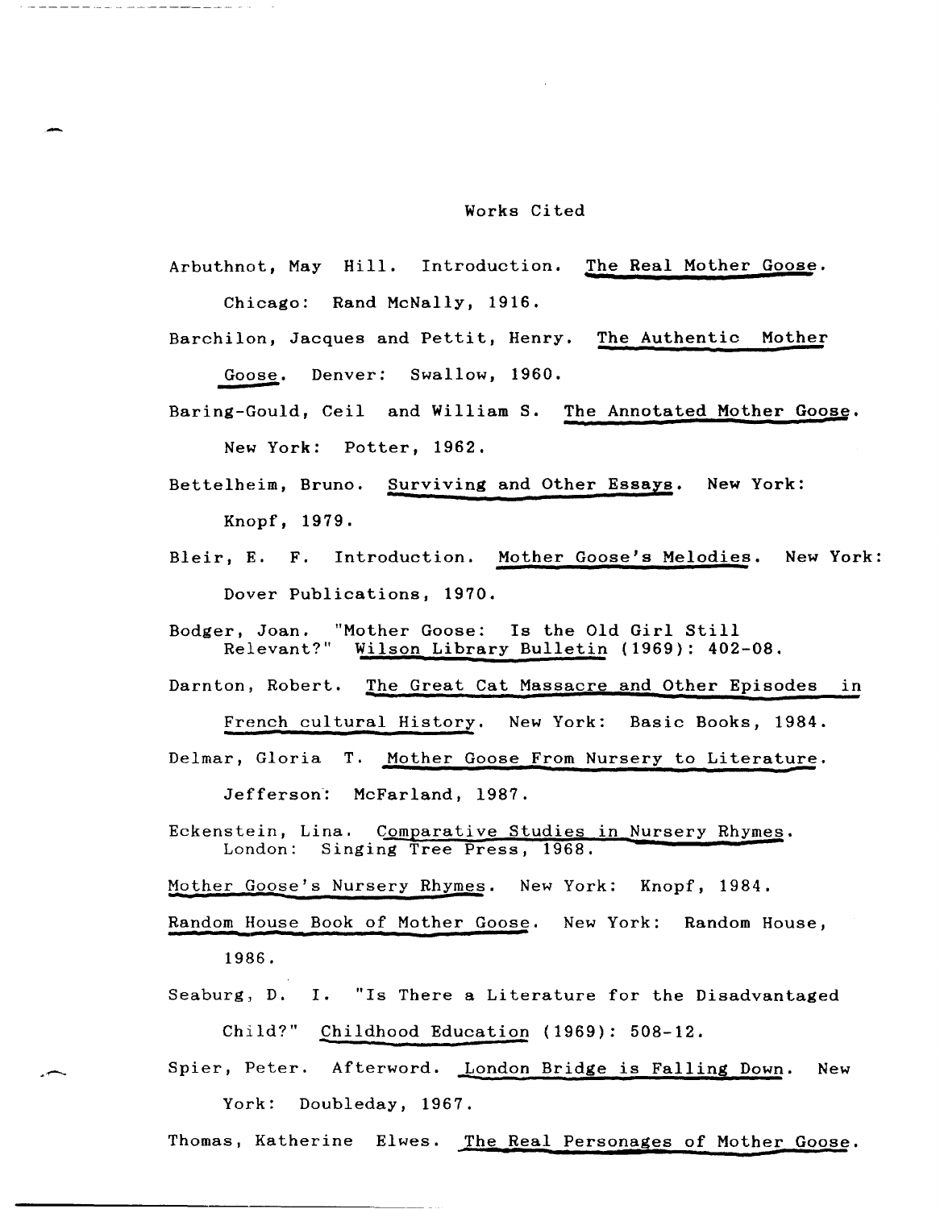# Works Cited

Arbuthnot, May Hill. Introduction. The Real Mother Goose. Chicago: Rand McNally, 1916.

Barchilon, Jacques and Pettit, Henry. The Authentic Mother Goose. Denver: Swallow, 1960.

Baring-Gould, Ceil and William S. The Annotated Mother Goose. New York: Potter, 1962.

Bettelheim, Bruno. Surviving and Other Essays. New York: Knopf, 1979.

Bleir, E. F. Introduction. Mother Goose's Melodies. New York: Dover Publications, 1970.

Bodger, Joan. "Mother Goose: Is the Old Girl Still Relevant?" Wilson Library Bulletin (1969): 402-08.

Darnton, Robert. The Great Cat Massacre and Other Episodes in French cultural History. New York: Basic Books, 1984.

Delmar, Gloria T. Mother Goose From Nursery to Literature. Jefferson: McFarland, 1987.

Eckenstein, Lina. Comparative Studies in Nursery Rhymes. London: Singing Tree Press, 1968.

Mother Goose's Nursery Rhymes. New York: Knopf, 1984.

Random House Book of Mother Goose. New York: Random House, 1986.

Seaburg, D. I. "Is There a Literature for the Disadvantaged Child?" Childhood Education (1969): 508-12.

Spier, Peter. Afterword. London Bridge is Falling Down. New York: Doubleday, 1967.

Thomas, Katherine Elwes. The Real Personages of Mother Goose.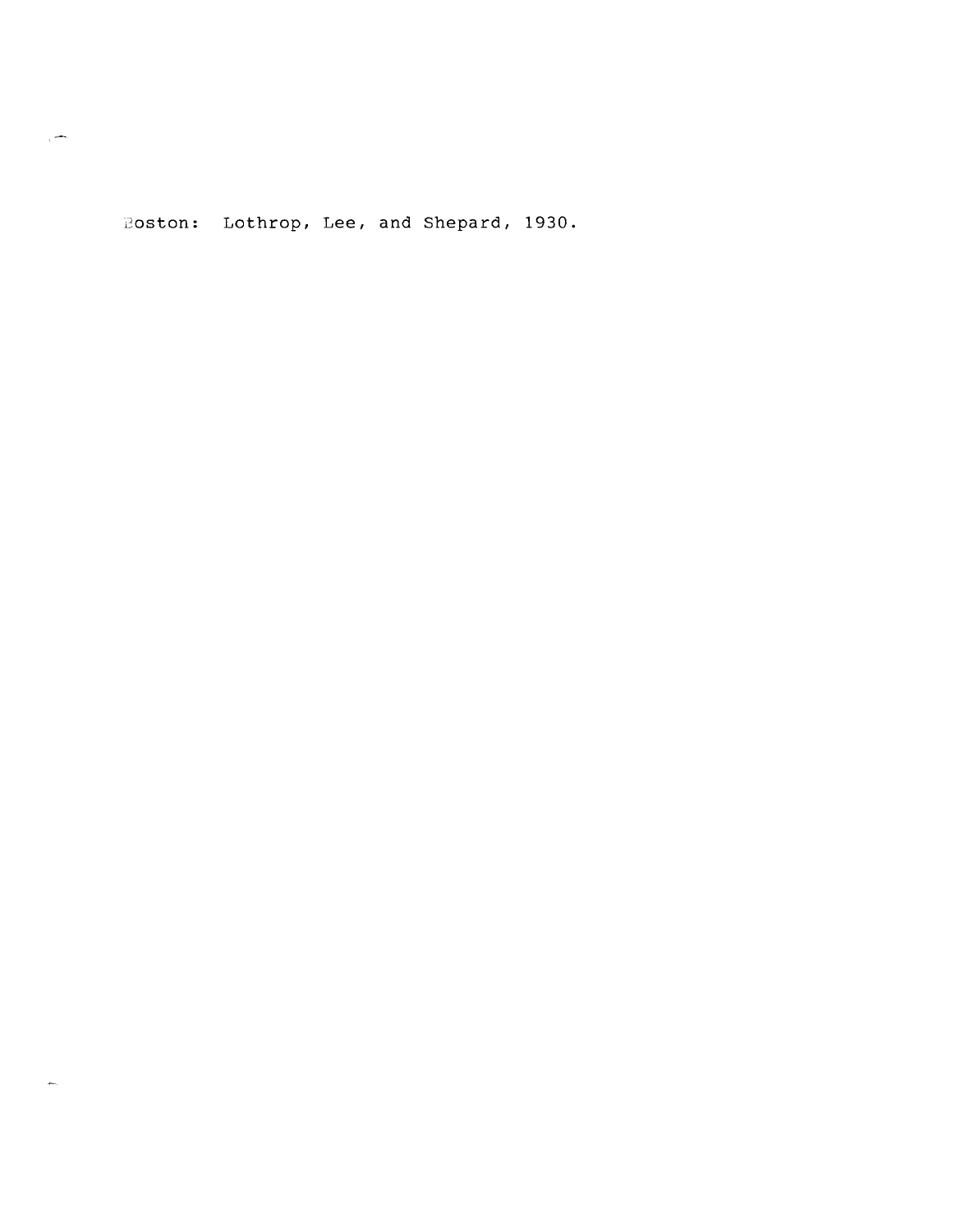Boston: Lothrop, Lee, and Shepard, 1930.